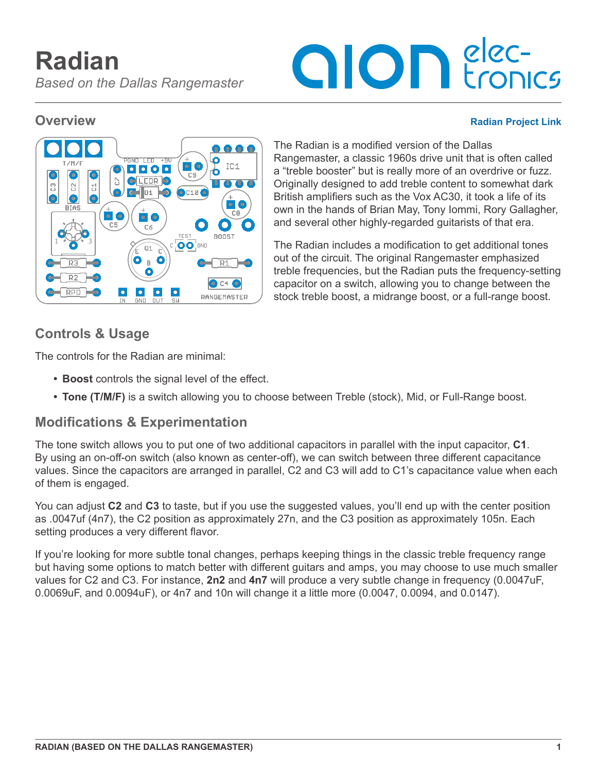# Radian

*Based on the Dallas Rangemaster*

## Overview

**Radian Project Link**

The Radian is a modified version of the Dallas Rangemaster, a classic 1960s drive unit that is often called a "treble booster" but is really more of an overdrive or fuzz. Originally designed to add treble content to somewhat dark British amplifiers such as the Vox AC30, it took a life of its own in the hands of Brian May, Tony Iommi, Rory Gallagher, and several other highly-regarded guitarists of that era.

The Radian includes a modification to get additional tones out of the circuit. The original Rangemaster emphasized treble frequencies, but the Radian puts the frequency-setting capacitor on a switch, allowing you to change between the stock treble boost, a midrange boost, or a full-range boost.

## Controls & Usage

The controls for the Radian are minimal:

- **Boost** controls the signal level of the effect.
- **Tone (T/M/F)** is a switch allowing you to choose between Treble (stock), Mid, or Full-Range boost.

## Modifications & Experimentation

The tone switch allows you to put one of two additional capacitors in parallel with the input capacitor, **C1**. By using an on-off-on switch (also known as center-off), we can switch between three different capacitance values. Since the capacitors are arranged in parallel, C2 and C3 will add to C1's capacitance value when each of them is engaged.

You can adjust **C2** and **C3** to taste, but if you use the suggested values, you'll end up with the center position as .0047uf (4n7), the C2 position as approximately 27n, and the C3 position as approximately 105n. Each setting produces a very different flavor.

If you're looking for more subtle tonal changes, perhaps keeping things in the classic treble frequency range but having some options to match better with different guitars and amps, you may choose to use much smaller values for C2 and C3. For instance, **2n2** and **4n7** will produce a very subtle change in frequency (0.0047uF, 0.0069uF, and 0.0094uF), or 4n7 and 10n will change it a little more (0.0047, 0.0094, and 0.0147).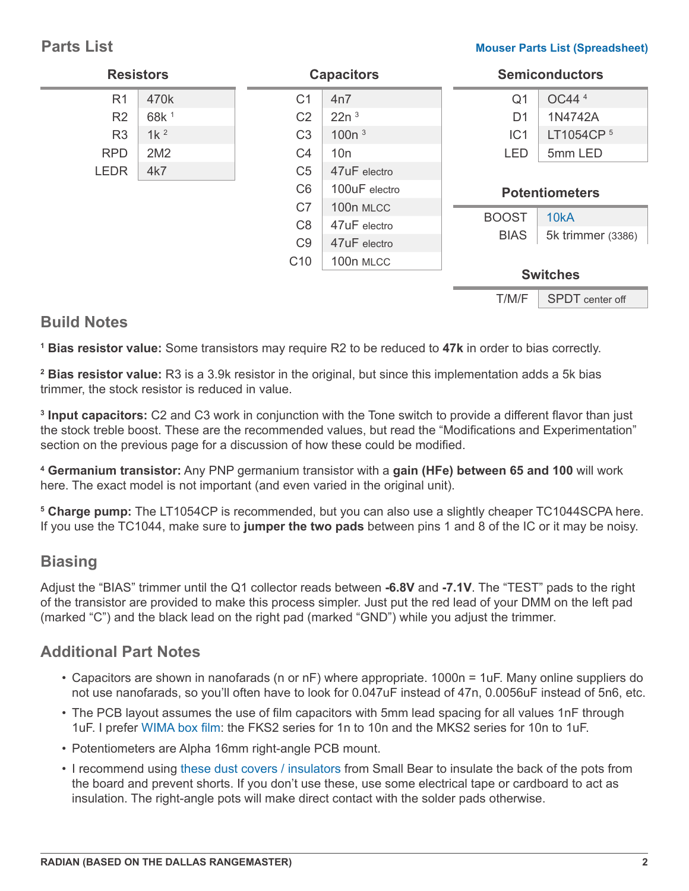## Parts List

Mouser Parts List (Spreadsheet)

### Resistors

| Resistors | |
|---|---|
| R1 | 470k |
| R2 | 68k [1] |
| R3 | 1k [2] |
| RPD | 2M2 |
| LEDR | 4k7 |

### Capacitors

| Capacitors | |
|---|---|
| C1 | 4n7 |
| C2 | 22n [3] |
| C3 | 100n [3] |
| C4 | 10n |
| C5 | 47uF electro |
| C6 | 100uF electro |
| C7 | 100n MLCC |
| C8 | 47uF electro |
| C9 | 47uF electro |
| C10 | 100n MLCC |

### Semiconductors

| Semiconductors | |
|---|---|
| Q1 | OC44 [4] |
| D1 | 1N4742A |
| IC1 | LT1054CP [5] |
| LED | 5mm LED |

### Potentiometers

| Potentiometers | |
|---|---|
| BOOST | 10kA |
| BIAS | 5k trimmer (3386) |

### Switches

| Switches | |
|---|---|
| T/M/F | SPDT center off |

## Build Notes

[1] **Bias resistor value:** Some transistors may require R2 to be reduced to **47k** in order to bias correctly.

[2] **Bias resistor value:** R3 is a 3.9k resistor in the original, but since this implementation adds a 5k bias trimmer, the stock resistor is reduced in value.

[3] **Input capacitors:** C2 and C3 work in conjunction with the Tone switch to provide a different flavor than just the stock treble boost. These are the recommended values, but read the "Modifications and Experimentation" section on the previous page for a discussion of how these could be modified.

[4] **Germanium transistor:** Any PNP germanium transistor with a **gain (HFe) between 65 and 100** will work here. The exact model is not important (and even varied in the original unit).

[5] **Charge pump:** The LT1054CP is recommended, but you can also use a slightly cheaper TC1044SCPA here. If you use the TC1044, make sure to **jumper the two pads** between pins 1 and 8 of the IC or it may be noisy.

## Biasing

Adjust the "BIAS" trimmer until the Q1 collector reads between **-6.8V** and **-7.1V**. The "TEST" pads to the right of the transistor are provided to make this process simpler. Just put the red lead of your DMM on the left pad (marked "C") and the black lead on the right pad (marked "GND") while you adjust the trimmer.

## Additional Part Notes

- Capacitors are shown in nanofarads (n or nF) where appropriate. 1000n = 1uF. Many online suppliers do not use nanofarads, so you'll often have to look for 0.047uF instead of 47n, 0.0056uF instead of 5n6, etc.
- The PCB layout assumes the use of film capacitors with 5mm lead spacing for all values 1nF through 1uF. I prefer WIMA box film: the FKS2 series for 1n to 10n and the MKS2 series for 10n to 1uF.
- Potentiometers are Alpha 16mm right-angle PCB mount.
- I recommend using these dust covers / insulators from Small Bear to insulate the back of the pots from the board and prevent shorts. If you don't use these, use some electrical tape or cardboard to act as insulation. The right-angle pots will make direct contact with the solder pads otherwise.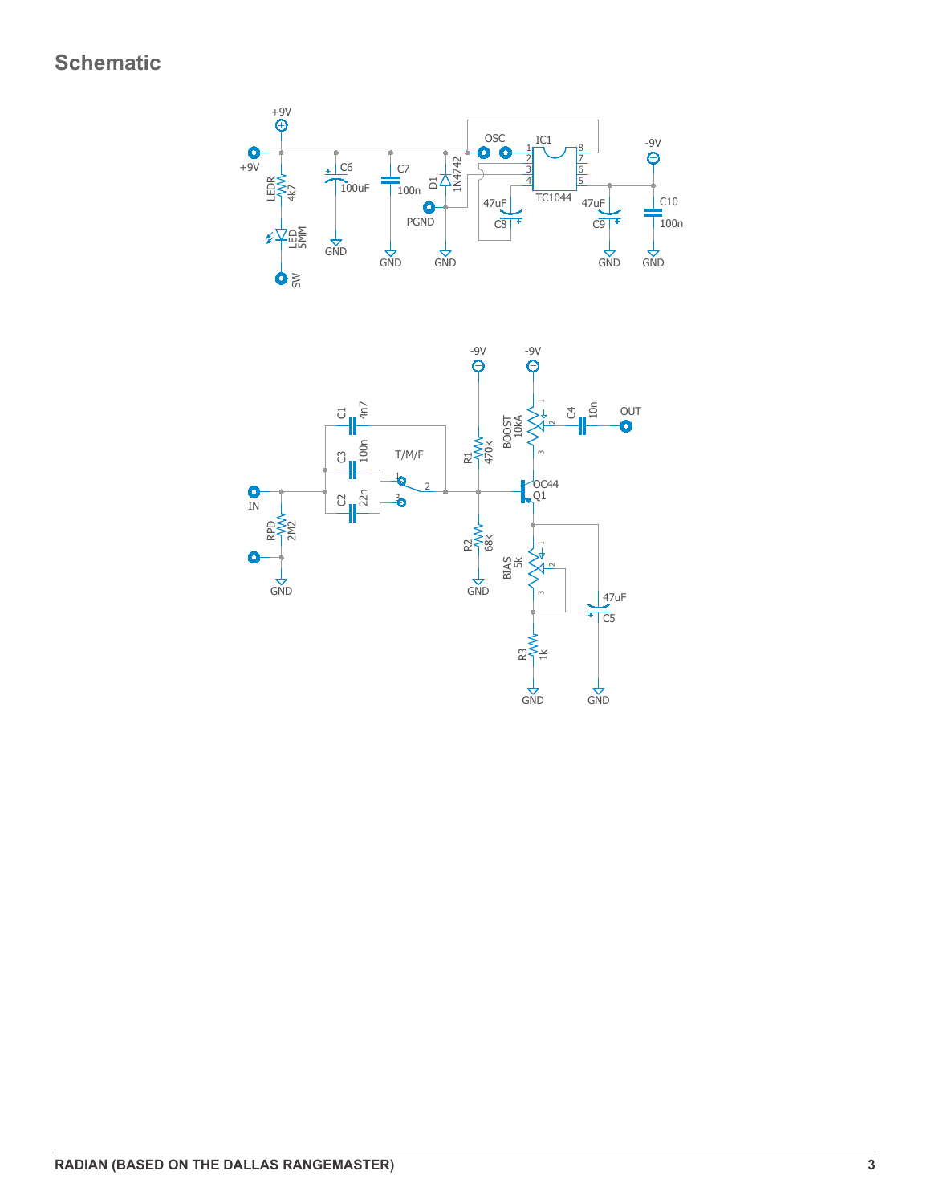## Schematic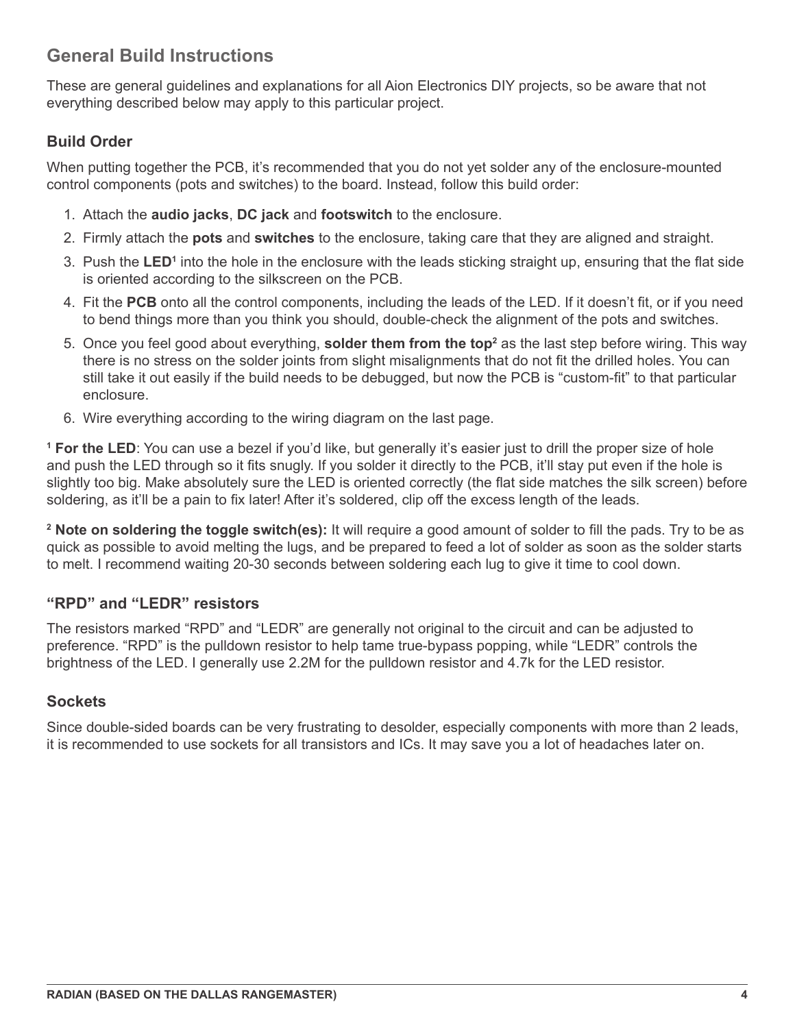## General Build Instructions

These are general guidelines and explanations for all Aion Electronics DIY projects, so be aware that not everything described below may apply to this particular project.

### Build Order

When putting together the PCB, it's recommended that you do not yet solder any of the enclosure-mounted control components (pots and switches) to the board. Instead, follow this build order:

1. Attach the **audio jacks**, **DC jack** and **footswitch** to the enclosure.
2. Firmly attach the **pots** and **switches** to the enclosure, taking care that they are aligned and straight.
3. Push the **LED**[1] into the hole in the enclosure with the leads sticking straight up, ensuring that the flat side is oriented according to the silkscreen on the PCB.
4. Fit the **PCB** onto all the control components, including the leads of the LED. If it doesn't fit, or if you need to bend things more than you think you should, double-check the alignment of the pots and switches.
5. Once you feel good about everything, **solder them from the top**[2] as the last step before wiring. This way there is no stress on the solder joints from slight misalignments that do not fit the drilled holes. You can still take it out easily if the build needs to be debugged, but now the PCB is "custom-fit" to that particular enclosure.
6. Wire everything according to the wiring diagram on the last page.

[1] **For the LED**: You can use a bezel if you'd like, but generally it's easier just to drill the proper size of hole and push the LED through so it fits snugly. If you solder it directly to the PCB, it'll stay put even if the hole is slightly too big. Make absolutely sure the LED is oriented correctly (the flat side matches the silk screen) before soldering, as it'll be a pain to fix later! After it's soldered, clip off the excess length of the leads.

[2] **Note on soldering the toggle switch(es):** It will require a good amount of solder to fill the pads. Try to be as quick as possible to avoid melting the lugs, and be prepared to feed a lot of solder as soon as the solder starts to melt. I recommend waiting 20-30 seconds between soldering each lug to give it time to cool down.

### "RPD" and "LEDR" resistors

The resistors marked "RPD" and "LEDR" are generally not original to the circuit and can be adjusted to preference. "RPD" is the pulldown resistor to help tame true-bypass popping, while "LEDR" controls the brightness of the LED. I generally use 2.2M for the pulldown resistor and 4.7k for the LED resistor.

### Sockets

Since double-sided boards can be very frustrating to desolder, especially components with more than 2 leads, it is recommended to use sockets for all transistors and ICs. It may save you a lot of headaches later on.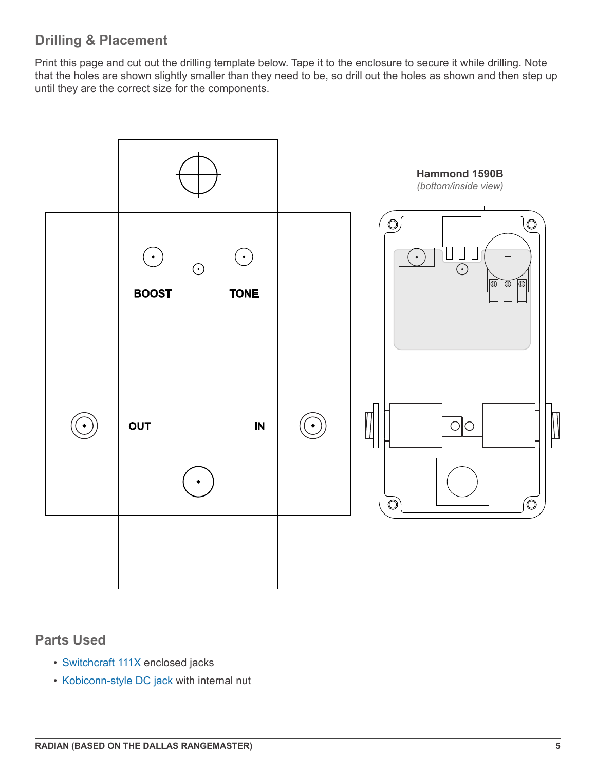## Drilling & Placement

Print this page and cut out the drilling template below. Tape it to the enclosure to secure it while drilling. Note that the holes are shown slightly smaller than they need to be, so drill out the holes as shown and then step up until they are the correct size for the components.

BOOST

TONE

OUT

IN

**Hammond 1590B**
*(bottom/inside view)*

## Parts Used

- Switchcraft 111X enclosed jacks
- Kobiconn-style DC jack with internal nut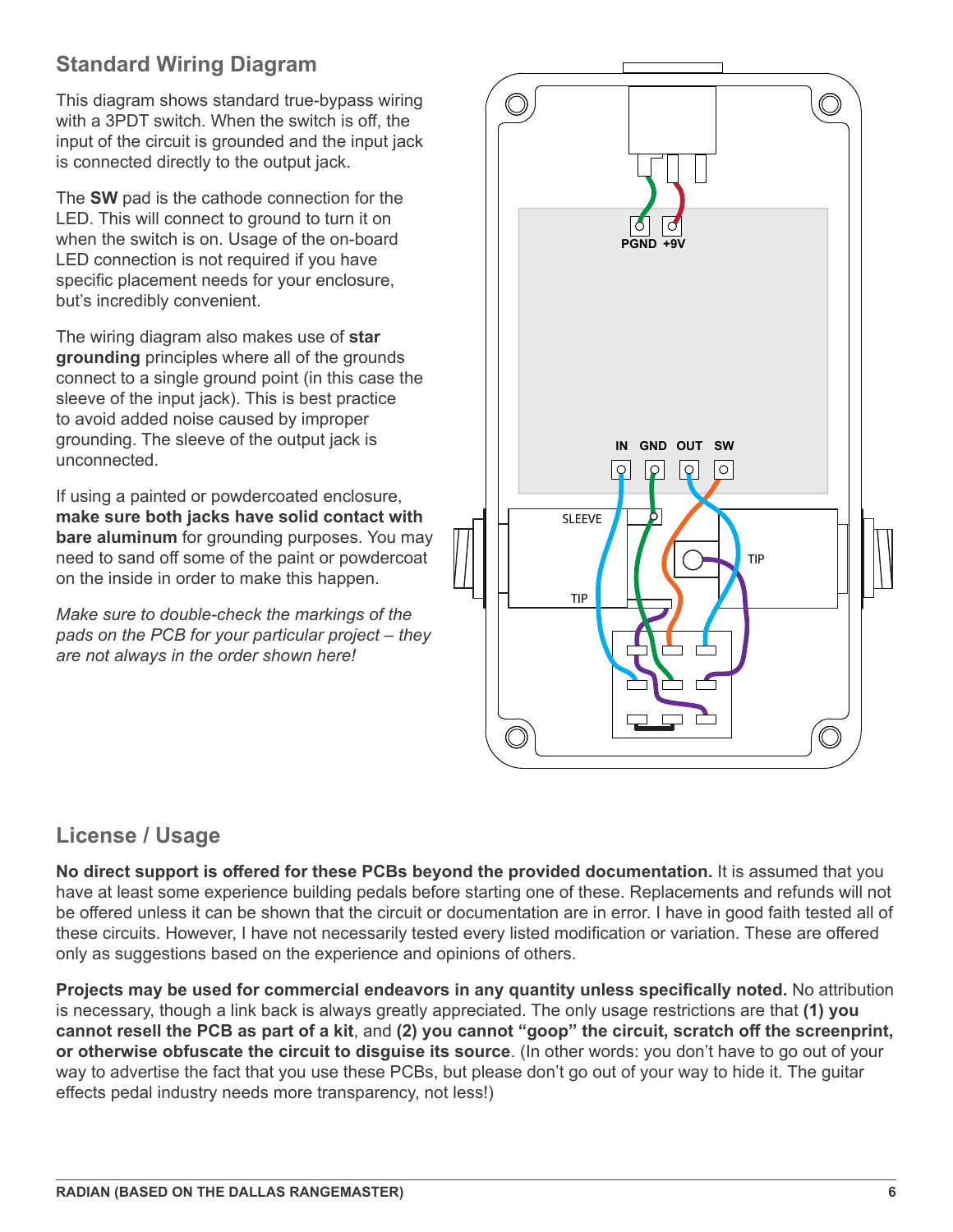## Standard Wiring Diagram

This diagram shows standard true-bypass wiring with a 3PDT switch. When the switch is off, the input of the circuit is grounded and the input jack is connected directly to the output jack.

The **SW** pad is the cathode connection for the LED. This will connect to ground to turn it on when the switch is on. Usage of the on-board LED connection is not required if you have specific placement needs for your enclosure, but's incredibly convenient.

The wiring diagram also makes use of **star grounding** principles where all of the grounds connect to a single ground point (in this case the sleeve of the input jack). This is best practice to avoid added noise caused by improper grounding. The sleeve of the output jack is unconnected.

If using a painted or powdercoated enclosure, **make sure both jacks have solid contact with bare aluminum** for grounding purposes. You may need to sand off some of the paint or powdercoat on the inside in order to make this happen.

*Make sure to double-check the markings of the pads on the PCB for your particular project – they are not always in the order shown here!*

PGND +9V

IN GND OUT SW

SLEEVE

TIP

TIP

## License / Usage

**No direct support is offered for these PCBs beyond the provided documentation.** It is assumed that you have at least some experience building pedals before starting one of these. Replacements and refunds will not be offered unless it can be shown that the circuit or documentation are in error. I have in good faith tested all of these circuits. However, I have not necessarily tested every listed modification or variation. These are offered only as suggestions based on the experience and opinions of others.

**Projects may be used for commercial endeavors in any quantity unless specifically noted.** No attribution is necessary, though a link back is always greatly appreciated. The only usage restrictions are that **(1) you cannot resell the PCB as part of a kit**, and **(2) you cannot "goop" the circuit, scratch off the screenprint, or otherwise obfuscate the circuit to disguise its source**. (In other words: you don't have to go out of your way to advertise the fact that you use these PCBs, but please don't go out of your way to hide it. The guitar effects pedal industry needs more transparency, not less!)